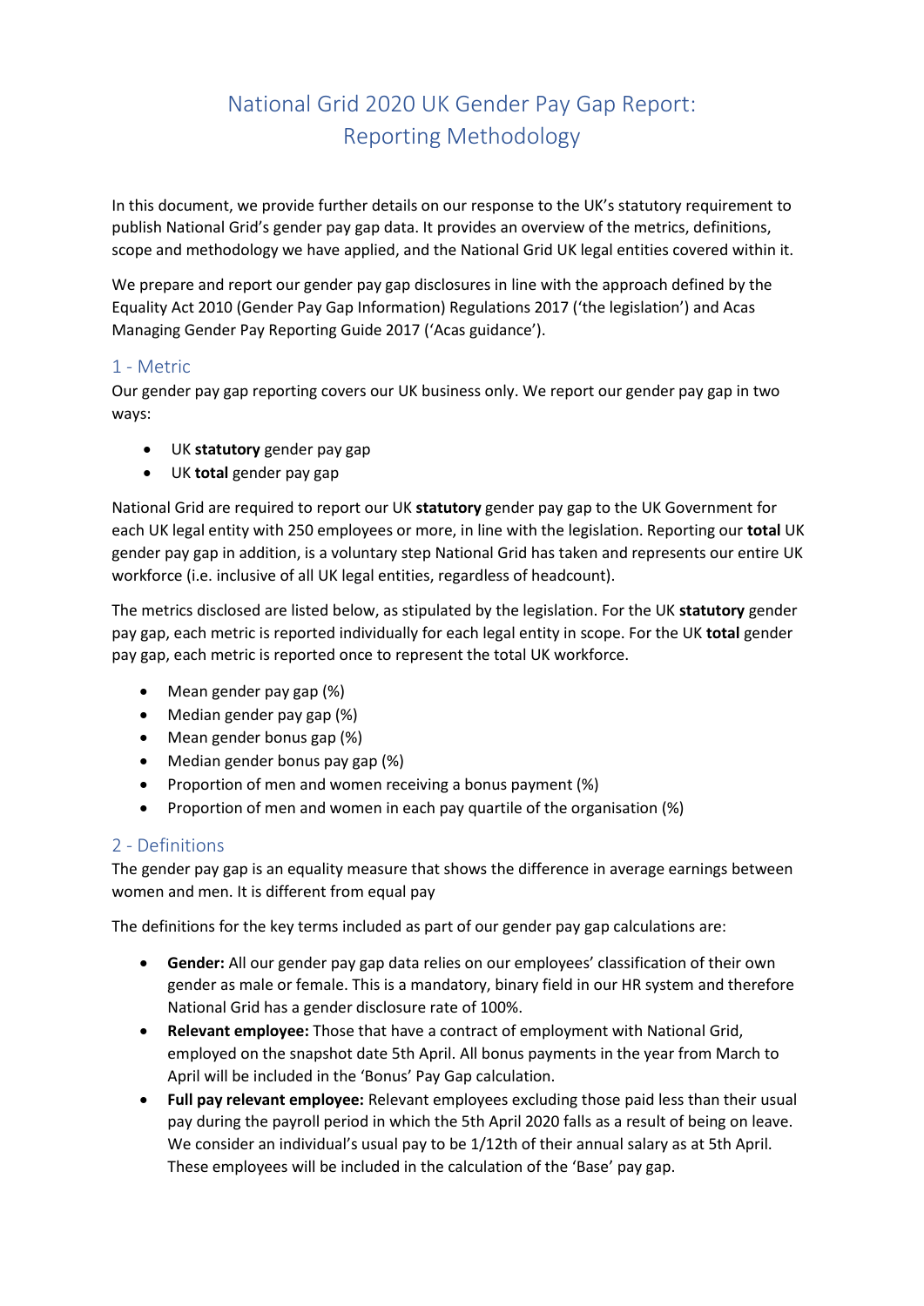# National Grid 2020 UK Gender Pay Gap Report: Reporting Methodology

In this document, we provide further details on our response to the UK's statutory requirement to publish National Grid's gender pay gap data. It provides an overview of the metrics, definitions, scope and methodology we have applied, and the National Grid UK legal entities covered within it.

We prepare and report our gender pay gap disclosures in line with the approach defined by the Equality Act 2010 (Gender Pay Gap Information) Regulations 2017 ('the legislation') and Acas Managing Gender Pay Reporting Guide 2017 ('Acas guidance').

## 1 - Metric

Our gender pay gap reporting covers our UK business only. We report our gender pay gap in two ways:

- UK **statutory** gender pay gap
- UK **total** gender pay gap

National Grid are required to report our UK **statutory** gender pay gap to the UK Government for each UK legal entity with 250 employees or more, in line with the legislation. Reporting our **total** UK gender pay gap in addition, is a voluntary step National Grid has taken and represents our entire UK workforce (i.e. inclusive of all UK legal entities, regardless of headcount).

The metrics disclosed are listed below, as stipulated by the legislation. For the UK **statutory** gender pay gap, each metric is reported individually for each legal entity in scope. For the UK **total** gender pay gap, each metric is reported once to represent the total UK workforce.

- Mean gender pay gap (%)
- Median gender pay gap (%)
- Mean gender bonus gap (%)
- Median gender bonus pay gap (%)
- Proportion of men and women receiving a bonus payment (%)
- Proportion of men and women in each pay quartile of the organisation (%)

## 2 - Definitions

The gender pay gap is an equality measure that shows the difference in average earnings between women and men. It is different from equal pay

The definitions for the key terms included as part of our gender pay gap calculations are:

- **Gender:** All our gender pay gap data relies on our employees' classification of their own gender as male or female. This is a mandatory, binary field in our HR system and therefore National Grid has a gender disclosure rate of 100%.
- **Relevant employee:** Those that have a contract of employment with National Grid, employed on the snapshot date 5th April. All bonus payments in the year from March to April will be included in the 'Bonus' Pay Gap calculation.
- **Full pay relevant employee:** Relevant employees excluding those paid less than their usual pay during the payroll period in which the 5th April 2020 falls as a result of being on leave. We consider an individual's usual pay to be 1/12th of their annual salary as at 5th April. These employees will be included in the calculation of the 'Base' pay gap.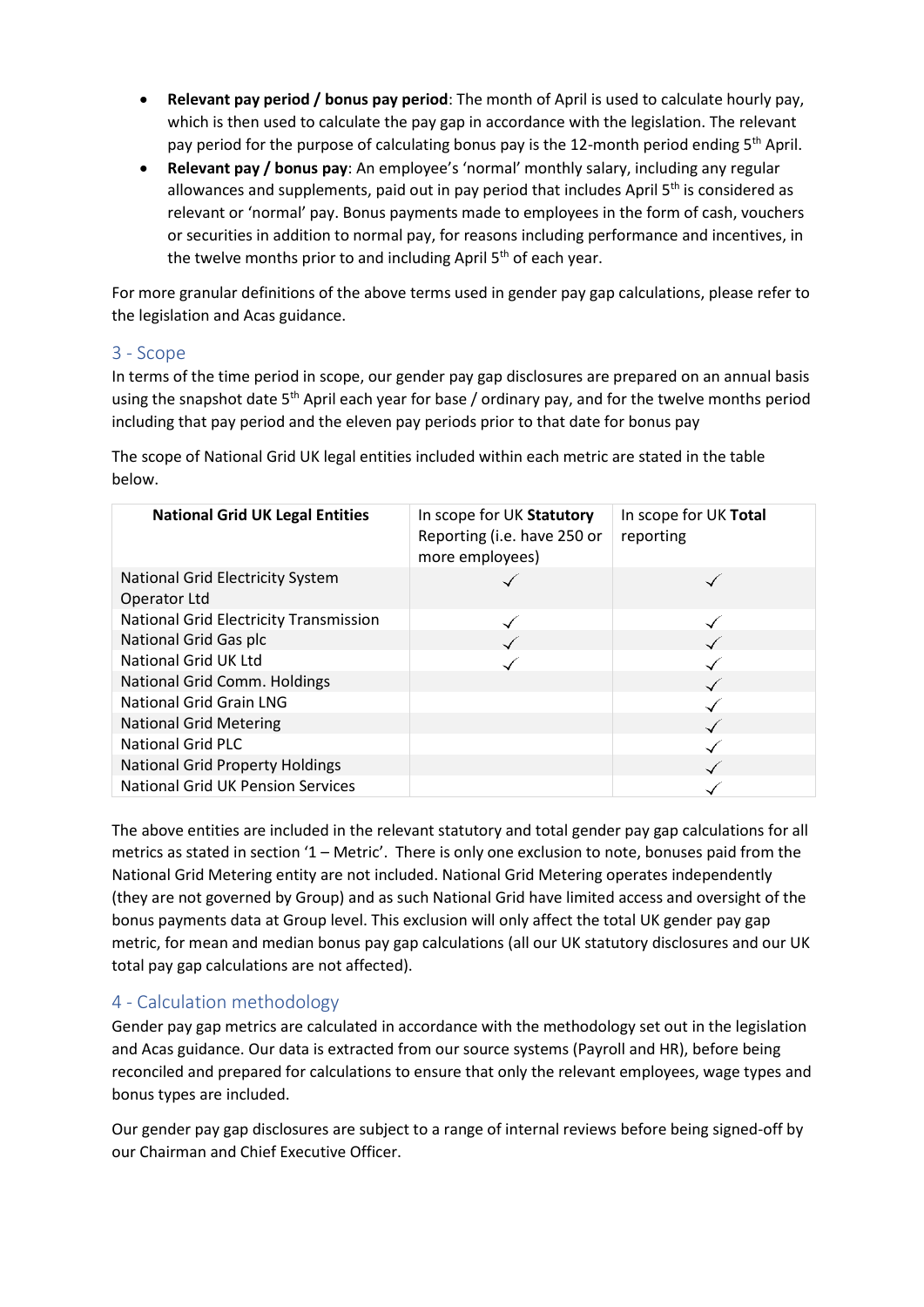- **Relevant pay period / bonus pay period**: The month of April is used to calculate hourly pay, which is then used to calculate the pay gap in accordance with the legislation. The relevant pay period for the purpose of calculating bonus pay is the 12-month period ending 5th April.
- **Relevant pay / bonus pay**: An employee's 'normal' monthly salary, including any regular allowances and supplements, paid out in pay period that includes April 5th is considered as relevant or 'normal' pay. Bonus payments made to employees in the form of cash, vouchers or securities in addition to normal pay, for reasons including performance and incentives, in the twelve months prior to and including April 5th of each year.

For more granular definitions of the above terms used in gender pay gap calculations, please refer to the legislation and Acas guidance.

## 3 - Scope

In terms of the time period in scope, our gender pay gap disclosures are prepared on an annual basis using the snapshot date 5th April each year for base / ordinary pay, and for the twelve months period including that pay period and the eleven pay periods prior to that date for bonus pay

The scope of National Grid UK legal entities included within each metric are stated in the table below.

| National Grid UK Legal Entities | In scope for UK **Statutory** Reporting (i.e. have 250 or more employees) | In scope for UK **Total** reporting |
|---|---|---|
| National Grid Electricity System Operator Ltd | ✓ | ✓ |
| National Grid Electricity Transmission | ✓ | ✓ |
| National Grid Gas plc | ✓ | ✓ |
| National Grid UK Ltd | ✓ | ✓ |
| National Grid Comm. Holdings | | ✓ |
| National Grid Grain LNG | | ✓ |
| National Grid Metering | | ✓ |
| National Grid PLC | | ✓ |
| National Grid Property Holdings | | ✓ |
| National Grid UK Pension Services | | ✓ |

The above entities are included in the relevant statutory and total gender pay gap calculations for all metrics as stated in section '1 – Metric'. There is only one exclusion to note, bonuses paid from the National Grid Metering entity are not included. National Grid Metering operates independently (they are not governed by Group) and as such National Grid have limited access and oversight of the bonus payments data at Group level. This exclusion will only affect the total UK gender pay gap metric, for mean and median bonus pay gap calculations (all our UK statutory disclosures and our UK total pay gap calculations are not affected).

## 4 - Calculation methodology

Gender pay gap metrics are calculated in accordance with the methodology set out in the legislation and Acas guidance. Our data is extracted from our source systems (Payroll and HR), before being reconciled and prepared for calculations to ensure that only the relevant employees, wage types and bonus types are included.

Our gender pay gap disclosures are subject to a range of internal reviews before being signed-off by our Chairman and Chief Executive Officer.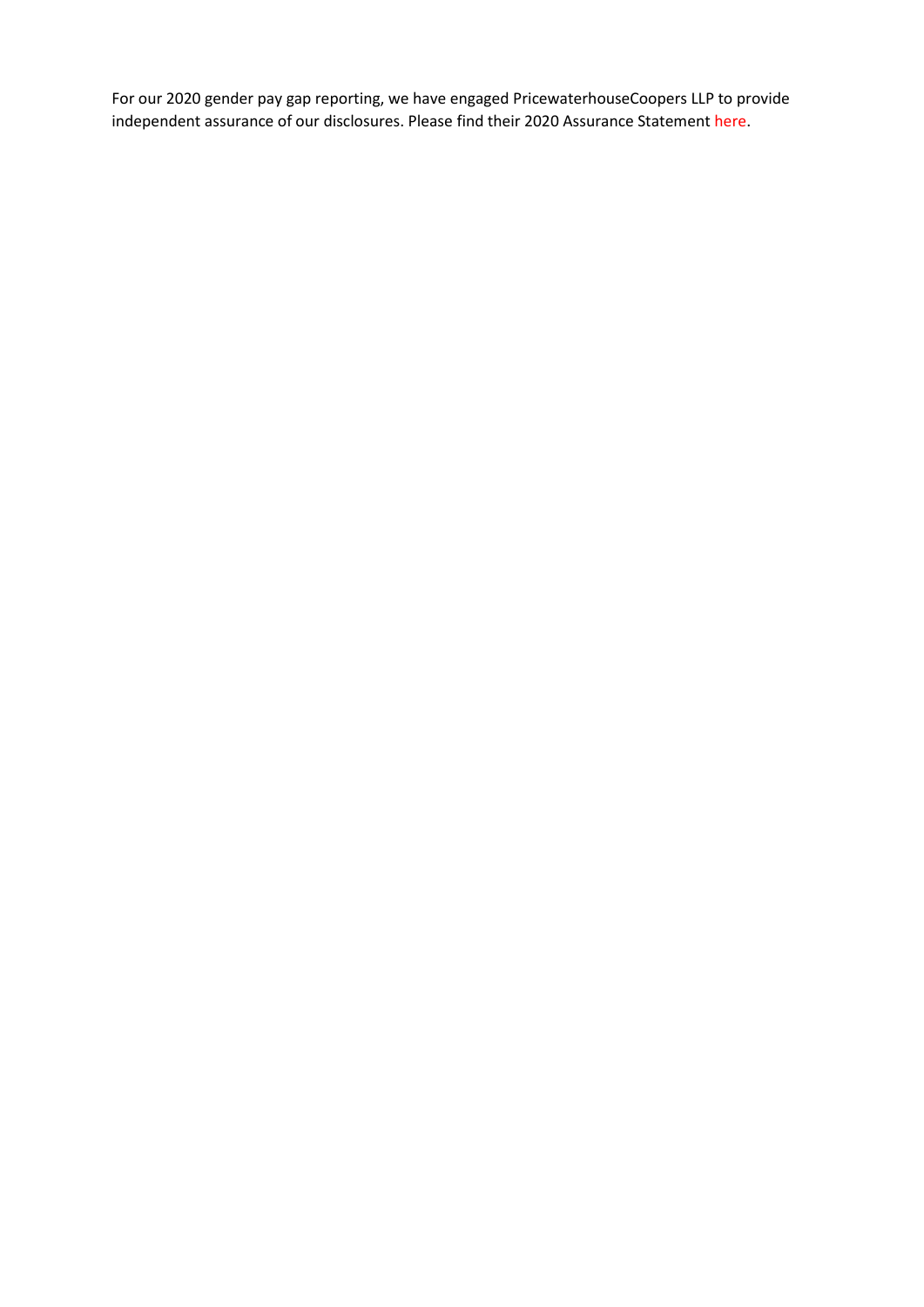For our 2020 gender pay gap reporting, we have engaged PricewaterhouseCoopers LLP to provide independent assurance of our disclosures. Please find their 2020 Assurance Statement here.